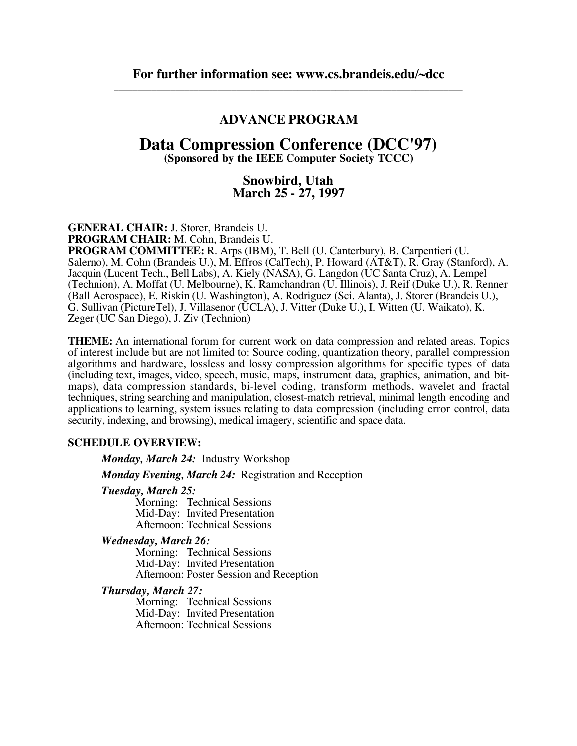**For further information see: www.cs.brandeis.edu/~dcc**

---

## ADVANCE PROGRAM

# Data Compression Conference (DCC'97)

**(Sponsored by the IEEE Computer Society TCCC)**

## Snowbird, Utah
## March 25 - 27, 1997

**GENERAL CHAIR:** J. Storer, Brandeis U.
**PROGRAM CHAIR:** M. Cohn, Brandeis U.
**PROGRAM COMMITTEE:** R. Arps (IBM), T. Bell (U. Canterbury), B. Carpentieri (U. Salerno), M. Cohn (Brandeis U.), M. Effros (CalTech), P. Howard (AT&T), R. Gray (Stanford), A. Jacquin (Lucent Tech., Bell Labs), A. Kiely (NASA), G. Langdon (UC Santa Cruz), A. Lempel (Technion), A. Moffat (U. Melbourne), K. Ramchandran (U. Illinois), J. Reif (Duke U.), R. Renner (Ball Aerospace), E. Riskin (U. Washington), A. Rodriguez (Sci. Alanta), J. Storer (Brandeis U.), G. Sullivan (PictureTel), J. Villasenor (UCLA), J. Vitter (Duke U.), I. Witten (U. Waikato), K. Zeger (UC San Diego), J. Ziv (Technion)

**THEME:** An international forum for current work on data compression and related areas. Topics of interest include but are not limited to: Source coding, quantization theory, parallel compression algorithms and hardware, lossless and lossy compression algorithms for specific types of data (including text, images, video, speech, music, maps, instrument data, graphics, animation, and bit-maps), data compression standards, bi-level coding, transform methods, wavelet and fractal techniques, string searching and manipulation, closest-match retrieval, minimal length encoding and applications to learning, system issues relating to data compression (including error control, data security, indexing, and browsing), medical imagery, scientific and space data.

**SCHEDULE OVERVIEW:**

***Monday, March 24:*** Industry Workshop

***Monday Evening, March 24:*** Registration and Reception

***Tuesday, March 25:***
Morning: Technical Sessions
Mid-Day: Invited Presentation
Afternoon: Technical Sessions

***Wednesday, March 26:***
Morning: Technical Sessions
Mid-Day: Invited Presentation
Afternoon: Poster Session and Reception

***Thursday, March 27:***
Morning: Technical Sessions
Mid-Day: Invited Presentation
Afternoon: Technical Sessions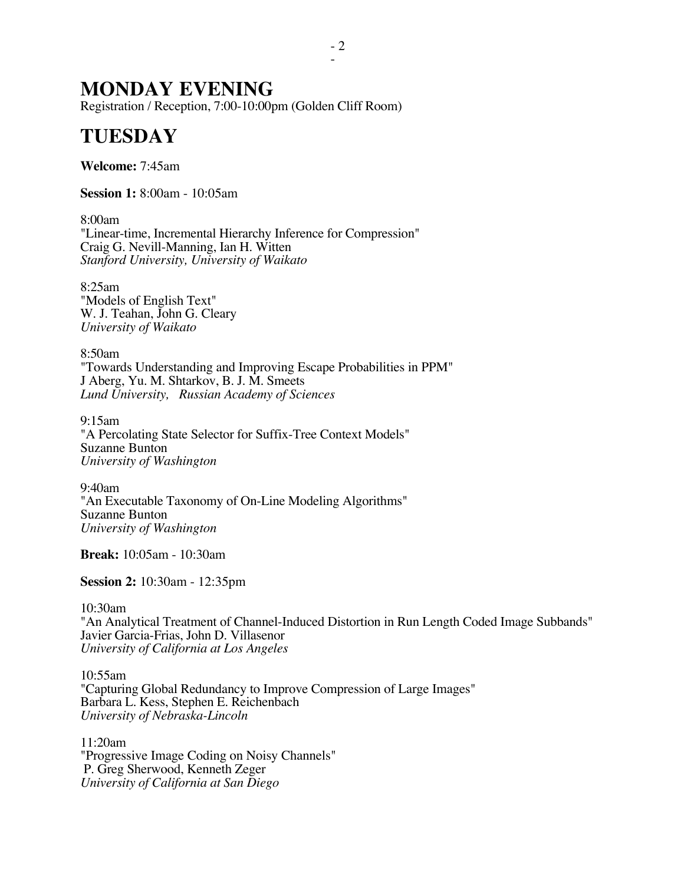# MONDAY EVENING

Registration / Reception, 7:00-10:00pm (Golden Cliff Room)

# TUESDAY

**Welcome:** 7:45am

**Session 1:** 8:00am - 10:05am

8:00am
"Linear-time, Incremental Hierarchy Inference for Compression"
Craig G. Nevill-Manning, Ian H. Witten
*Stanford University, University of Waikato*

8:25am
"Models of English Text"
W. J. Teahan, John G. Cleary
*University of Waikato*

8:50am
"Towards Understanding and Improving Escape Probabilities in PPM"
J Aberg, Yu. M. Shtarkov, B. J. M. Smeets
*Lund University, Russian Academy of Sciences*

9:15am
"A Percolating State Selector for Suffix-Tree Context Models"
Suzanne Bunton
*University of Washington*

9:40am
"An Executable Taxonomy of On-Line Modeling Algorithms"
Suzanne Bunton
*University of Washington*

**Break:** 10:05am - 10:30am

**Session 2:** 10:30am - 12:35pm

10:30am
"An Analytical Treatment of Channel-Induced Distortion in Run Length Coded Image Subbands"
Javier Garcia-Frias, John D. Villasenor
*University of California at Los Angeles*

10:55am
"Capturing Global Redundancy to Improve Compression of Large Images"
Barbara L. Kess, Stephen E. Reichenbach
*University of Nebraska-Lincoln*

11:20am
"Progressive Image Coding on Noisy Channels"
P. Greg Sherwood, Kenneth Zeger
*University of California at San Diego*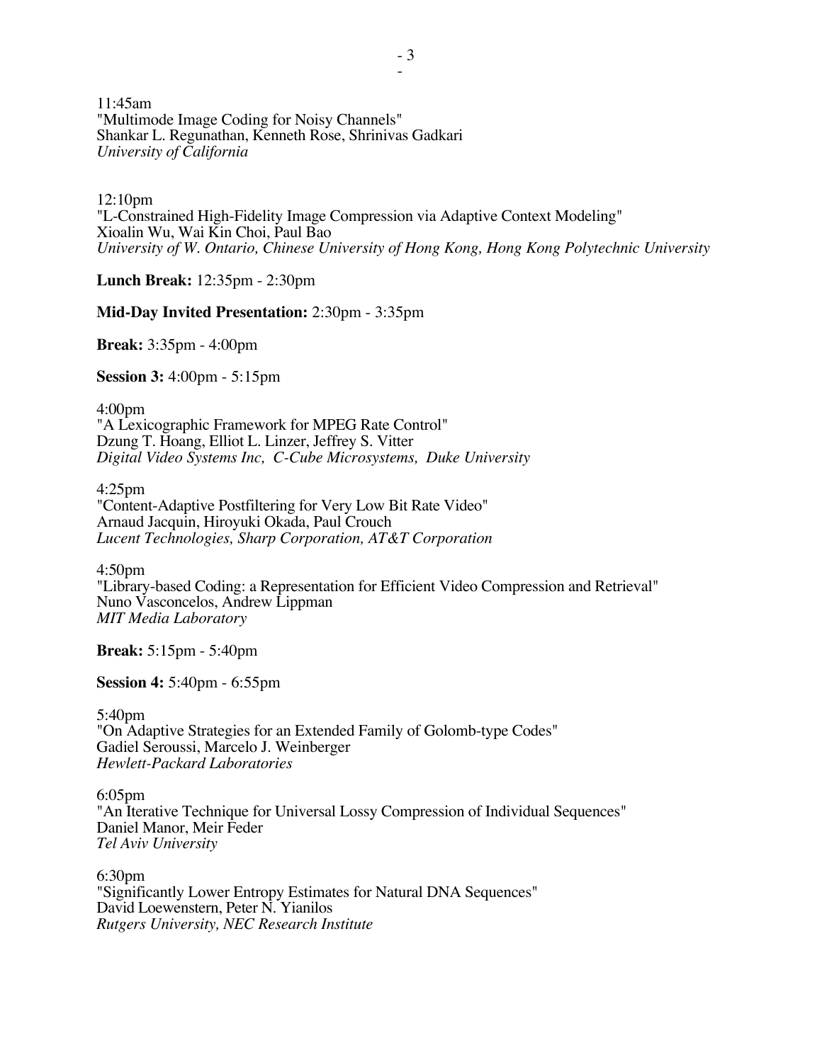11:45am
"Multimode Image Coding for Noisy Channels"
Shankar L. Regunathan, Kenneth Rose, Shrinivas Gadkari
*University of California*

12:10pm
"L-Constrained High-Fidelity Image Compression via Adaptive Context Modeling"
Xioalin Wu, Wai Kin Choi, Paul Bao
*University of W. Ontario, Chinese University of Hong Kong, Hong Kong Polytechnic University*

**Lunch Break:** 12:35pm - 2:30pm

**Mid-Day Invited Presentation:** 2:30pm - 3:35pm

**Break:** 3:35pm - 4:00pm

**Session 3:** 4:00pm - 5:15pm

4:00pm
"A Lexicographic Framework for MPEG Rate Control"
Dzung T. Hoang, Elliot L. Linzer, Jeffrey S. Vitter
*Digital Video Systems Inc, C-Cube Microsystems, Duke University*

4:25pm
"Content-Adaptive Postfiltering for Very Low Bit Rate Video"
Arnaud Jacquin, Hiroyuki Okada, Paul Crouch
*Lucent Technologies, Sharp Corporation, AT&T Corporation*

4:50pm
"Library-based Coding: a Representation for Efficient Video Compression and Retrieval"
Nuno Vasconcelos, Andrew Lippman
*MIT Media Laboratory*

**Break:** 5:15pm - 5:40pm

**Session 4:** 5:40pm - 6:55pm

5:40pm
"On Adaptive Strategies for an Extended Family of Golomb-type Codes"
Gadiel Seroussi, Marcelo J. Weinberger
*Hewlett-Packard Laboratories*

6:05pm
"An Iterative Technique for Universal Lossy Compression of Individual Sequences"
Daniel Manor, Meir Feder
*Tel Aviv University*

6:30pm
"Significantly Lower Entropy Estimates for Natural DNA Sequences"
David Loewenstern, Peter N. Yianilos
*Rutgers University, NEC Research Institute*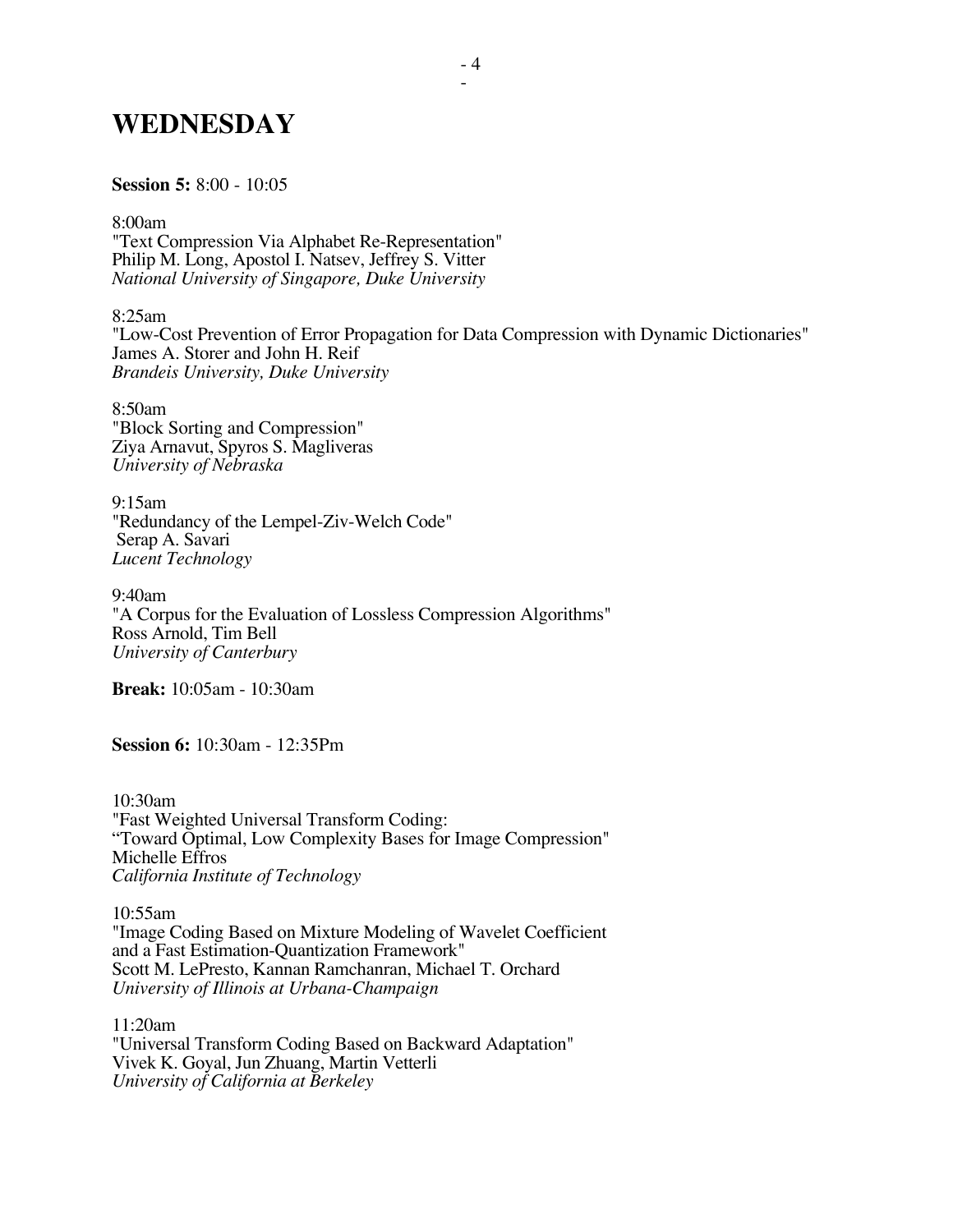# WEDNESDAY

**Session 5:** 8:00 - 10:05

8:00am
"Text Compression Via Alphabet Re-Representation"
Philip M. Long, Apostol I. Natsev, Jeffrey S. Vitter
*National University of Singapore, Duke University*

8:25am
"Low-Cost Prevention of Error Propagation for Data Compression with Dynamic Dictionaries"
James A. Storer and John H. Reif
*Brandeis University, Duke University*

8:50am
"Block Sorting and Compression"
Ziya Arnavut, Spyros S. Magliveras
*University of Nebraska*

9:15am
"Redundancy of the Lempel-Ziv-Welch Code"
Serap A. Savari
*Lucent Technology*

9:40am
"A Corpus for the Evaluation of Lossless Compression Algorithms"
Ross Arnold, Tim Bell
*University of Canterbury*

**Break:** 10:05am - 10:30am

**Session 6:** 10:30am - 12:35Pm

10:30am
"Fast Weighted Universal Transform Coding:
"Toward Optimal, Low Complexity Bases for Image Compression"
Michelle Effros
*California Institute of Technology*

10:55am
"Image Coding Based on Mixture Modeling of Wavelet Coefficient
and a Fast Estimation-Quantization Framework"
Scott M. LePresto, Kannan Ramchanran, Michael T. Orchard
*University of Illinois at Urbana-Champaign*

11:20am
"Universal Transform Coding Based on Backward Adaptation"
Vivek K. Goyal, Jun Zhuang, Martin Vetterli
*University of California at Berkeley*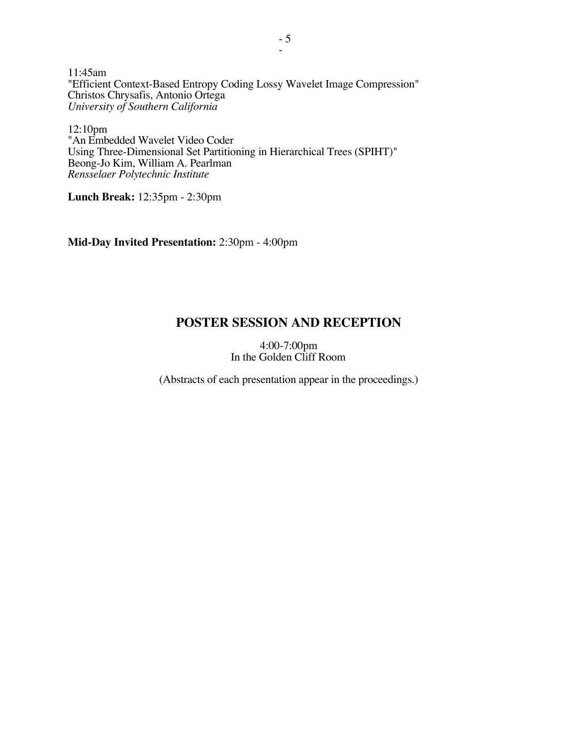11:45am
"Efficient Context-Based Entropy Coding Lossy Wavelet Image Compression"
Christos Chrysafis, Antonio Ortega
*University of Southern California*

12:10pm
"An Embedded Wavelet Video Coder
Using Three-Dimensional Set Partitioning in Hierarchical Trees (SPIHT)"
Beong-Jo Kim, William A. Pearlman
*Rensselaer Polytechnic Institute*

**Lunch Break:** 12:35pm - 2:30pm

**Mid-Day Invited Presentation:** 2:30pm - 4:00pm

## POSTER SESSION AND RECEPTION

4:00-7:00pm
In the Golden Cliff Room

(Abstracts of each presentation appear in the proceedings.)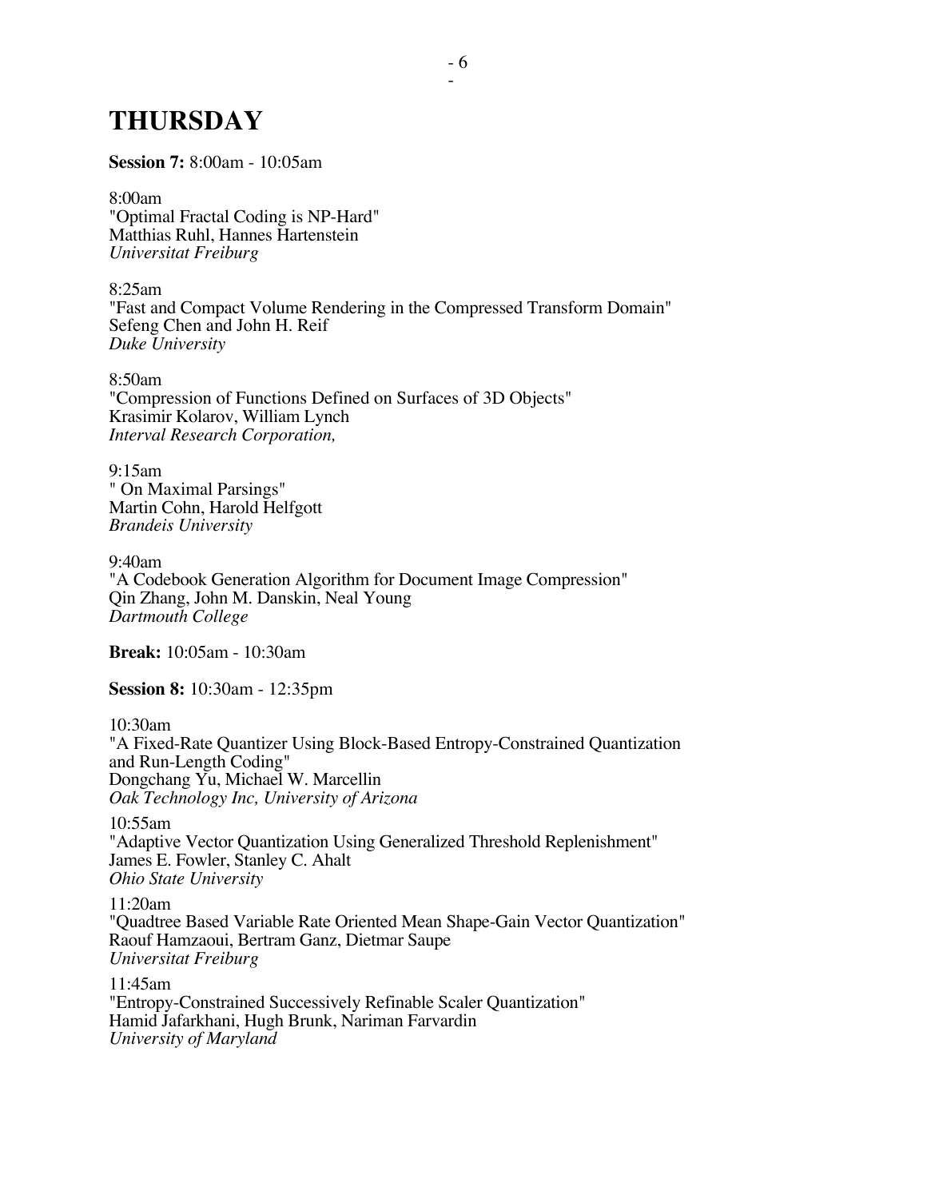# THURSDAY

**Session 7:** 8:00am - 10:05am

8:00am
"Optimal Fractal Coding is NP-Hard"
Matthias Ruhl, Hannes Hartenstein
*Universitat Freiburg*

8:25am
"Fast and Compact Volume Rendering in the Compressed Transform Domain"
Sefeng Chen and John H. Reif
*Duke University*

8:50am
"Compression of Functions Defined on Surfaces of 3D Objects"
Krasimir Kolarov, William Lynch
*Interval Research Corporation,*

9:15am
" On Maximal Parsings"
Martin Cohn, Harold Helfgott
*Brandeis University*

9:40am
"A Codebook Generation Algorithm for Document Image Compression"
Qin Zhang, John M. Danskin, Neal Young
*Dartmouth College*

**Break:** 10:05am - 10:30am

**Session 8:** 10:30am - 12:35pm

10:30am
"A Fixed-Rate Quantizer Using Block-Based Entropy-Constrained Quantization and Run-Length Coding"
Dongchang Yu, Michael W. Marcellin
*Oak Technology Inc, University of Arizona*

10:55am
"Adaptive Vector Quantization Using Generalized Threshold Replenishment"
James E. Fowler, Stanley C. Ahalt
*Ohio State University*

11:20am
"Quadtree Based Variable Rate Oriented Mean Shape-Gain Vector Quantization"
Raouf Hamzaoui, Bertram Ganz, Dietmar Saupe
*Universitat Freiburg*

11:45am
"Entropy-Constrained Successively Refinable Scaler Quantization"
Hamid Jafarkhani, Hugh Brunk, Nariman Farvardin
*University of Maryland*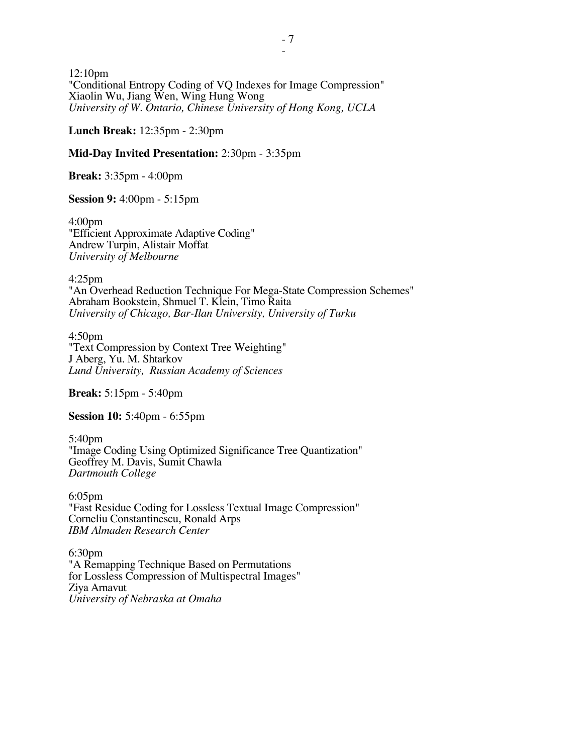12:10pm
"Conditional Entropy Coding of VQ Indexes for Image Compression"
Xiaolin Wu, Jiang Wen, Wing Hung Wong
*University of W. Ontario, Chinese University of Hong Kong, UCLA*

**Lunch Break:** 12:35pm - 2:30pm

**Mid-Day Invited Presentation:** 2:30pm - 3:35pm

**Break:** 3:35pm - 4:00pm

**Session 9:** 4:00pm - 5:15pm

4:00pm
"Efficient Approximate Adaptive Coding"
Andrew Turpin, Alistair Moffat
*University of Melbourne*

4:25pm
"An Overhead Reduction Technique For Mega-State Compression Schemes"
Abraham Bookstein, Shmuel T. Klein, Timo Raita
*University of Chicago, Bar-Ilan University, University of Turku*

4:50pm
"Text Compression by Context Tree Weighting"
J Aberg, Yu. M. Shtarkov
*Lund University, Russian Academy of Sciences*

**Break:** 5:15pm - 5:40pm

**Session 10:** 5:40pm - 6:55pm

5:40pm
"Image Coding Using Optimized Significance Tree Quantization"
Geoffrey M. Davis, Sumit Chawla
*Dartmouth College*

6:05pm
"Fast Residue Coding for Lossless Textual Image Compression"
Corneliu Constantinescu, Ronald Arps
*IBM Almaden Research Center*

6:30pm
"A Remapping Technique Based on Permutations
for Lossless Compression of Multispectral Images"
Ziya Arnavut
*University of Nebraska at Omaha*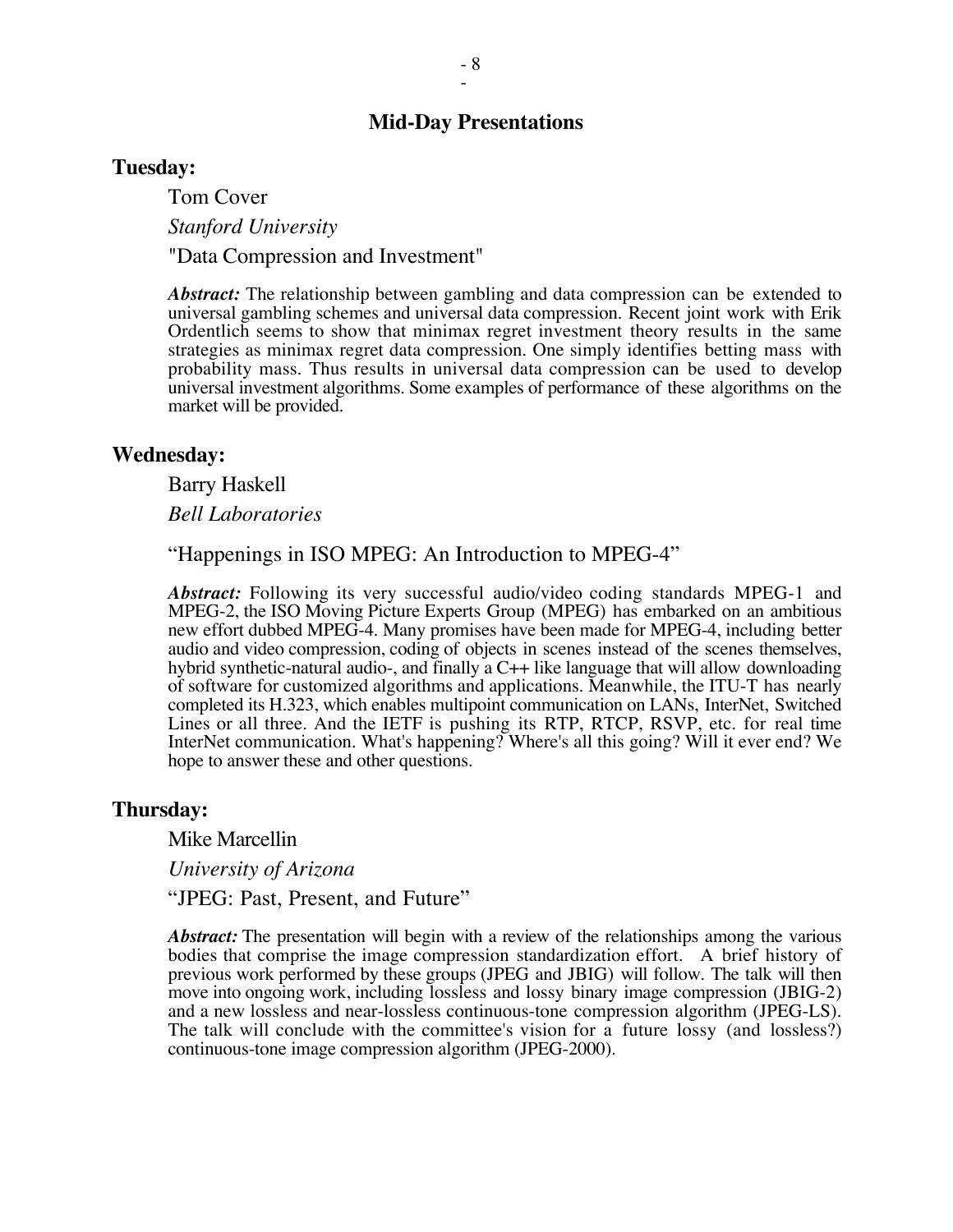## Mid-Day Presentations

### Tuesday:

Tom Cover

*Stanford University*

"Data Compression and Investment"

***Abstract:*** The relationship between gambling and data compression can be extended to universal gambling schemes and universal data compression. Recent joint work with Erik Ordentlich seems to show that minimax regret investment theory results in the same strategies as minimax regret data compression. One simply identifies betting mass with probability mass. Thus results in universal data compression can be used to develop universal investment algorithms. Some examples of performance of these algorithms on the market will be provided.

### Wednesday:

Barry Haskell

*Bell Laboratories*

"Happenings in ISO MPEG: An Introduction to MPEG-4"

***Abstract:*** Following its very successful audio/video coding standards MPEG-1 and MPEG-2, the ISO Moving Picture Experts Group (MPEG) has embarked on an ambitious new effort dubbed MPEG-4. Many promises have been made for MPEG-4, including better audio and video compression, coding of objects in scenes instead of the scenes themselves, hybrid synthetic-natural audio-, and finally a C++ like language that will allow downloading of software for customized algorithms and applications. Meanwhile, the ITU-T has nearly completed its H.323, which enables multipoint communication on LANs, InterNet, Switched Lines or all three. And the IETF is pushing its RTP, RTCP, RSVP, etc. for real time InterNet communication. What's happening? Where's all this going? Will it ever end? We hope to answer these and other questions.

### Thursday:

Mike Marcellin

*University of Arizona*

"JPEG: Past, Present, and Future"

***Abstract:*** The presentation will begin with a review of the relationships among the various bodies that comprise the image compression standardization effort. A brief history of previous work performed by these groups (JPEG and JBIG) will follow. The talk will then move into ongoing work, including lossless and lossy binary image compression (JBIG-2) and a new lossless and near-lossless continuous-tone compression algorithm (JPEG-LS). The talk will conclude with the committee's vision for a future lossy (and lossless?) continuous-tone image compression algorithm (JPEG-2000).